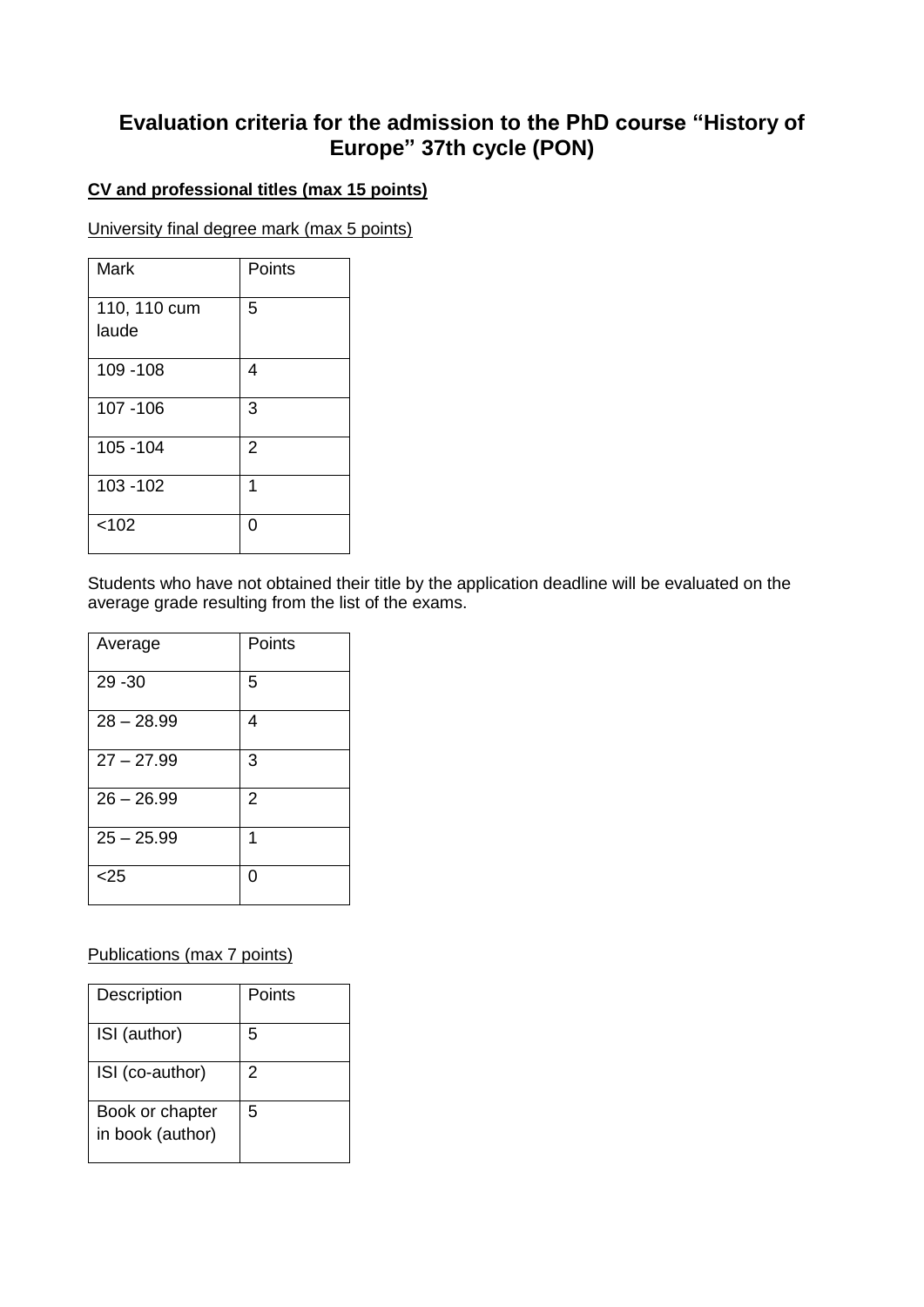# Evaluation criteria for the admission to the PhD course "History of Europe" 37th cycle (PON)

**CV and professional titles (max 15 points)**

University final degree mark (max 5 points)

| Mark | Points |
|---|---|
| 110, 110 cum laude | 5 |
| 109 -108 | 4 |
| 107 -106 | 3 |
| 105 -104 | 2 |
| 103 -102 | 1 |
| <102 | 0 |

Students who have not obtained their title by the application deadline will be evaluated on the average grade resulting from the list of the exams.

| Average | Points |
|---|---|
| 29 -30 | 5 |
| 28 – 28.99 | 4 |
| 27 – 27.99 | 3 |
| 26 – 26.99 | 2 |
| 25 – 25.99 | 1 |
| <25 | 0 |

Publications (max 7 points)

| Description | Points |
|---|---|
| ISI (author) | 5 |
| ISI (co-author) | 2 |
| Book or chapter in book (author) | 5 |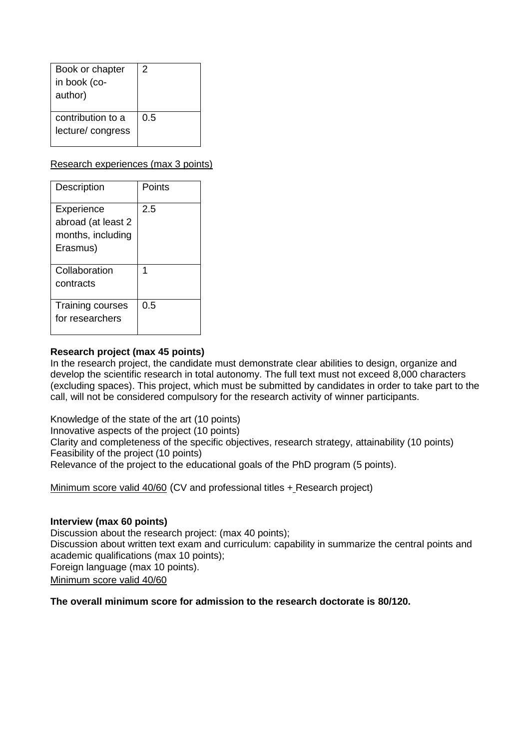| | |
|---|---|
| Book or chapter in book (co-author) | 2 |
| contribution to a lecture/ congress | 0.5 |

Research experiences (max 3 points)

| Description | Points |
|---|---|
| Experience abroad (at least 2 months, including Erasmus) | 2.5 |
| Collaboration contracts | 1 |
| Training courses for researchers | 0.5 |

**Research project (max 45 points)**

In the research project, the candidate must demonstrate clear abilities to design, organize and develop the scientific research in total autonomy. The full text must not exceed 8,000 characters (excluding spaces). This project, which must be submitted by candidates in order to take part to the call, will not be considered compulsory for the research activity of winner participants.

Knowledge of the state of the art (10 points)
Innovative aspects of the project (10 points)
Clarity and completeness of the specific objectives, research strategy, attainability (10 points)
Feasibility of the project (10 points)
Relevance of the project to the educational goals of the PhD program (5 points).

Minimum score valid 40/60 (CV and professional titles + Research project)

**Interview (max 60 points)**

Discussion about the research project: (max 40 points);
Discussion about written text exam and curriculum: capability in summarize the central points and academic qualifications (max 10 points);
Foreign language (max 10 points).
Minimum score valid 40/60

**The overall minimum score for admission to the research doctorate is 80/120.**